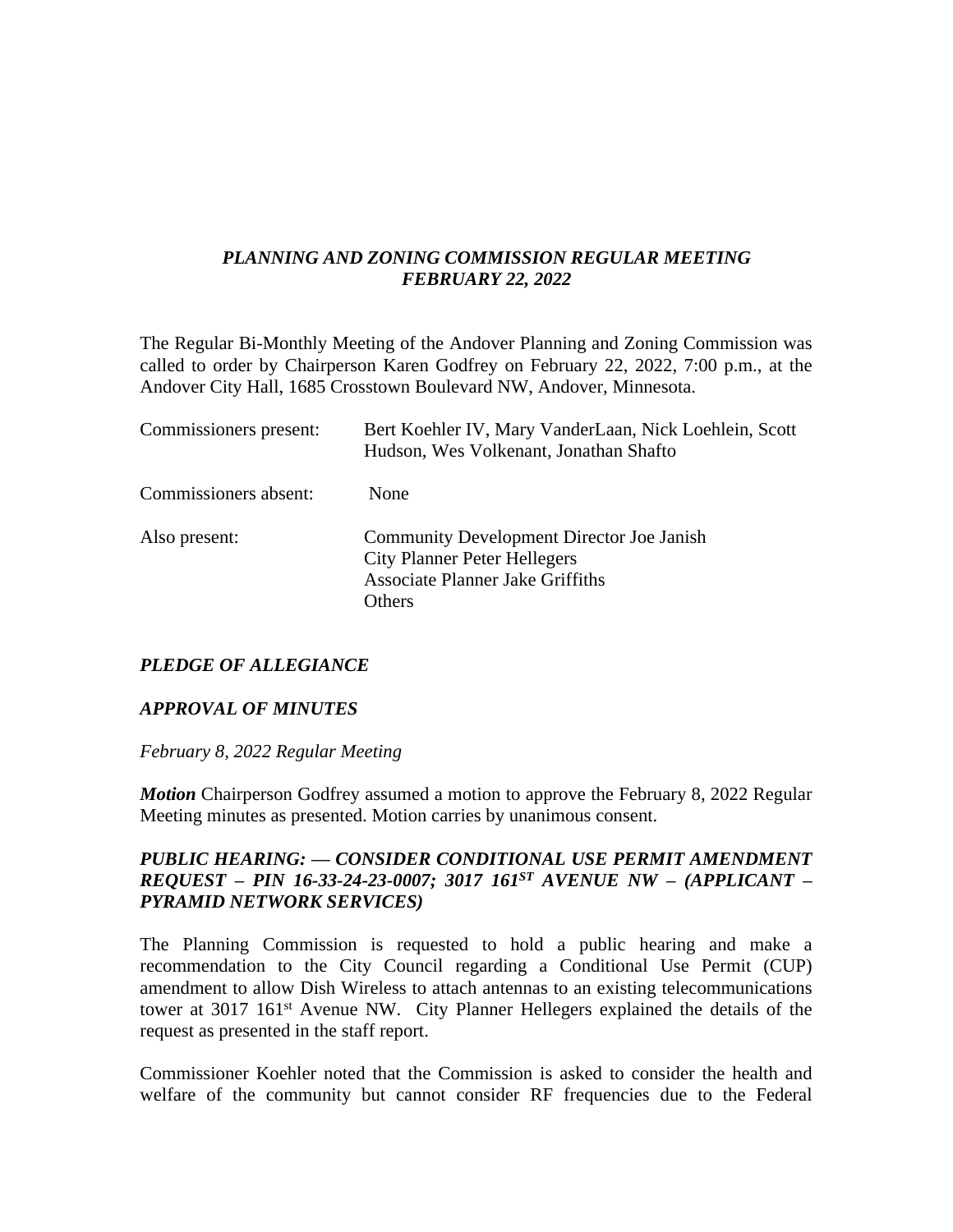# *PLANNING AND ZONING COMMISSION REGULAR MEETING FEBRUARY 22, 2022*

The Regular Bi-Monthly Meeting of the Andover Planning and Zoning Commission was called to order by Chairperson Karen Godfrey on February 22, 2022, 7:00 p.m., at the Andover City Hall, 1685 Crosstown Boulevard NW, Andover, Minnesota.

| | |
|---|---|
| Commissioners present: | Bert Koehler IV, Mary VanderLaan, Nick Loehlein, Scott Hudson, Wes Volkenant, Jonathan Shafto |
| Commissioners absent: | None |
| Also present: | Community Development Director Joe Janish<br>City Planner Peter Hellegers<br>Associate Planner Jake Griffiths<br>Others |

## *PLEDGE OF ALLEGIANCE*

## *APPROVAL OF MINUTES*

*February 8, 2022 Regular Meeting*

***Motion*** Chairperson Godfrey assumed a motion to approve the February 8, 2022 Regular Meeting minutes as presented. Motion carries by unanimous consent.

## *PUBLIC HEARING: — CONSIDER CONDITIONAL USE PERMIT AMENDMENT REQUEST – PIN 16-33-24-23-0007; 3017 161ST AVENUE NW – (APPLICANT – PYRAMID NETWORK SERVICES)*

The Planning Commission is requested to hold a public hearing and make a recommendation to the City Council regarding a Conditional Use Permit (CUP) amendment to allow Dish Wireless to attach antennas to an existing telecommunications tower at 3017 161st Avenue NW. City Planner Hellegers explained the details of the request as presented in the staff report.

Commissioner Koehler noted that the Commission is asked to consider the health and welfare of the community but cannot consider RF frequencies due to the Federal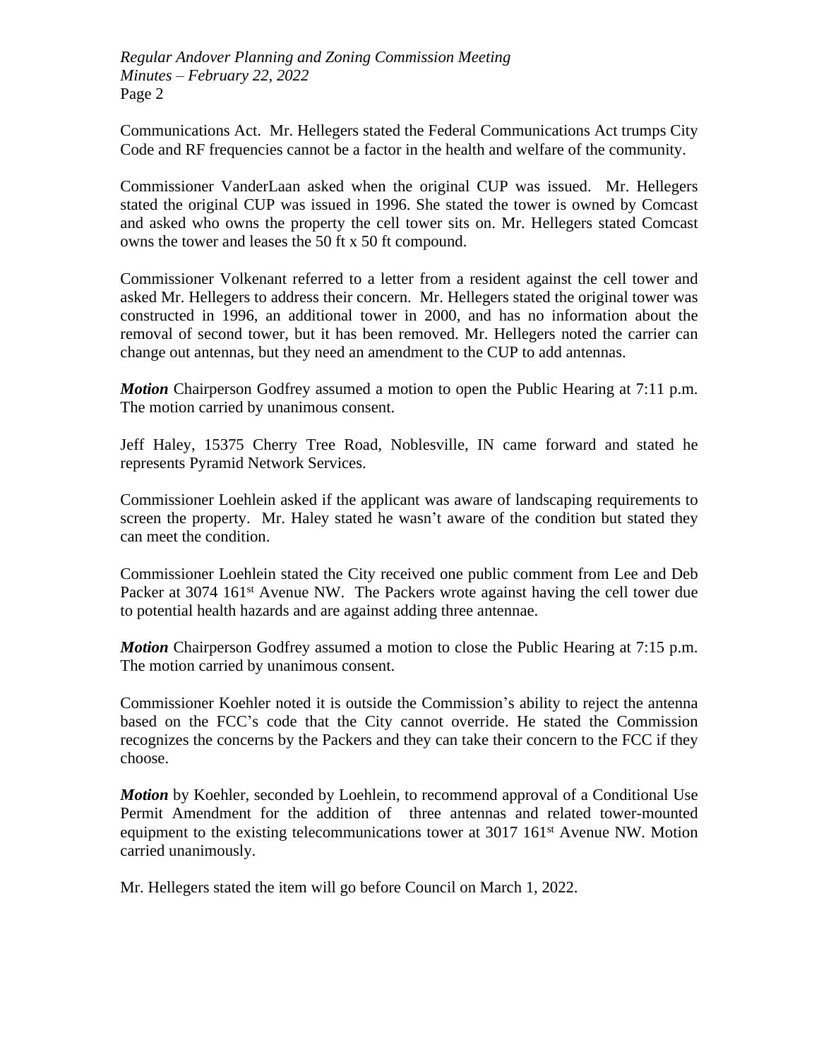Communications Act. Mr. Hellegers stated the Federal Communications Act trumps City Code and RF frequencies cannot be a factor in the health and welfare of the community.

Commissioner VanderLaan asked when the original CUP was issued. Mr. Hellegers stated the original CUP was issued in 1996. She stated the tower is owned by Comcast and asked who owns the property the cell tower sits on. Mr. Hellegers stated Comcast owns the tower and leases the 50 ft x 50 ft compound.

Commissioner Volkenant referred to a letter from a resident against the cell tower and asked Mr. Hellegers to address their concern. Mr. Hellegers stated the original tower was constructed in 1996, an additional tower in 2000, and has no information about the removal of second tower, but it has been removed. Mr. Hellegers noted the carrier can change out antennas, but they need an amendment to the CUP to add antennas.

***Motion*** Chairperson Godfrey assumed a motion to open the Public Hearing at 7:11 p.m. The motion carried by unanimous consent.

Jeff Haley, 15375 Cherry Tree Road, Noblesville, IN came forward and stated he represents Pyramid Network Services.

Commissioner Loehlein asked if the applicant was aware of landscaping requirements to screen the property. Mr. Haley stated he wasn't aware of the condition but stated they can meet the condition.

Commissioner Loehlein stated the City received one public comment from Lee and Deb Packer at 3074 161st Avenue NW. The Packers wrote against having the cell tower due to potential health hazards and are against adding three antennae.

***Motion*** Chairperson Godfrey assumed a motion to close the Public Hearing at 7:15 p.m. The motion carried by unanimous consent.

Commissioner Koehler noted it is outside the Commission's ability to reject the antenna based on the FCC's code that the City cannot override. He stated the Commission recognizes the concerns by the Packers and they can take their concern to the FCC if they choose.

***Motion*** by Koehler, seconded by Loehlein, to recommend approval of a Conditional Use Permit Amendment for the addition of three antennas and related tower-mounted equipment to the existing telecommunications tower at 3017 161st Avenue NW. Motion carried unanimously.

Mr. Hellegers stated the item will go before Council on March 1, 2022.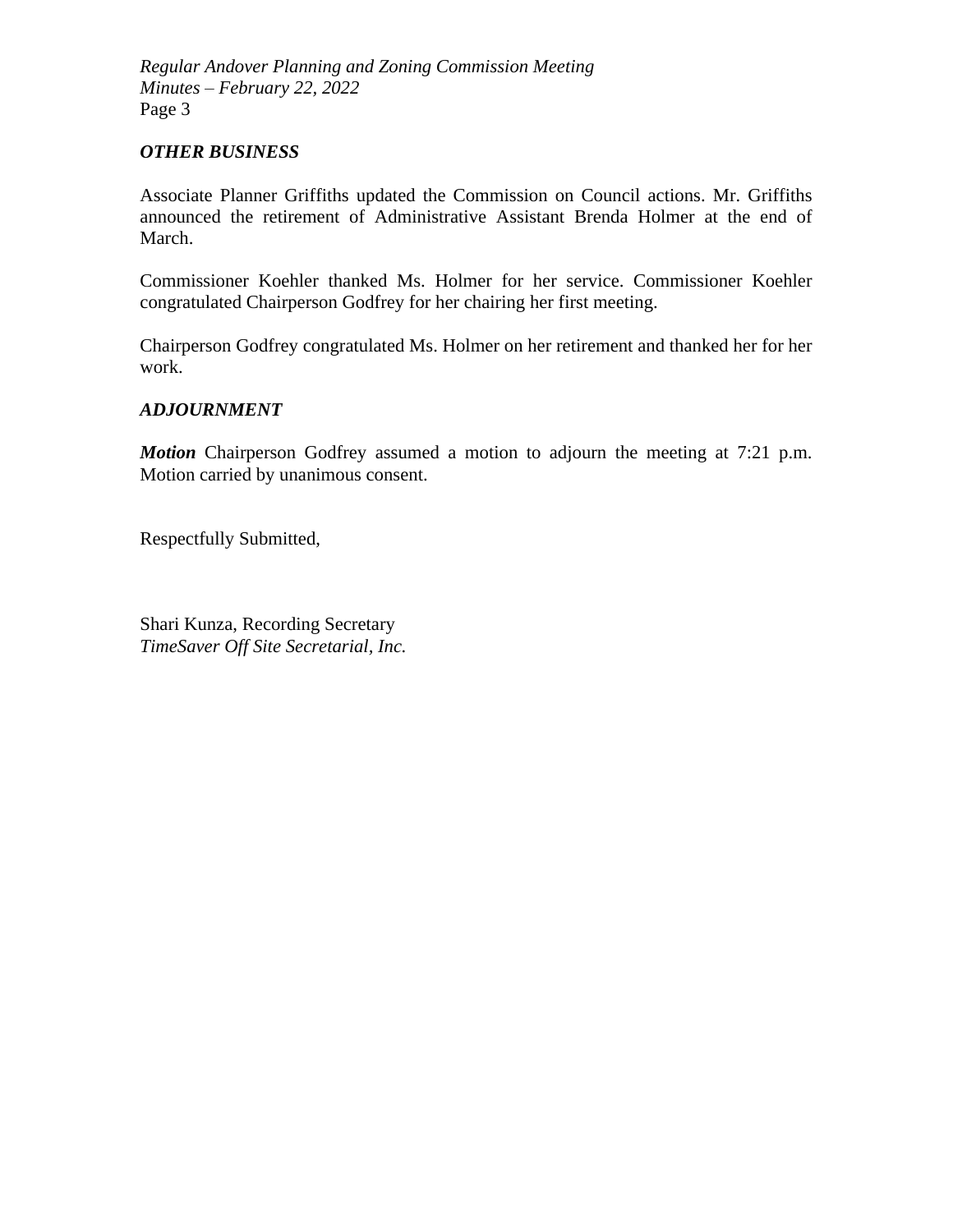## *OTHER BUSINESS*

Associate Planner Griffiths updated the Commission on Council actions. Mr. Griffiths announced the retirement of Administrative Assistant Brenda Holmer at the end of March.

Commissioner Koehler thanked Ms. Holmer for her service. Commissioner Koehler congratulated Chairperson Godfrey for her chairing her first meeting.

Chairperson Godfrey congratulated Ms. Holmer on her retirement and thanked her for her work.

## *ADJOURNMENT*

***Motion*** Chairperson Godfrey assumed a motion to adjourn the meeting at 7:21 p.m. Motion carried by unanimous consent.

Respectfully Submitted,

Shari Kunza, Recording Secretary
*TimeSaver Off Site Secretarial, Inc.*